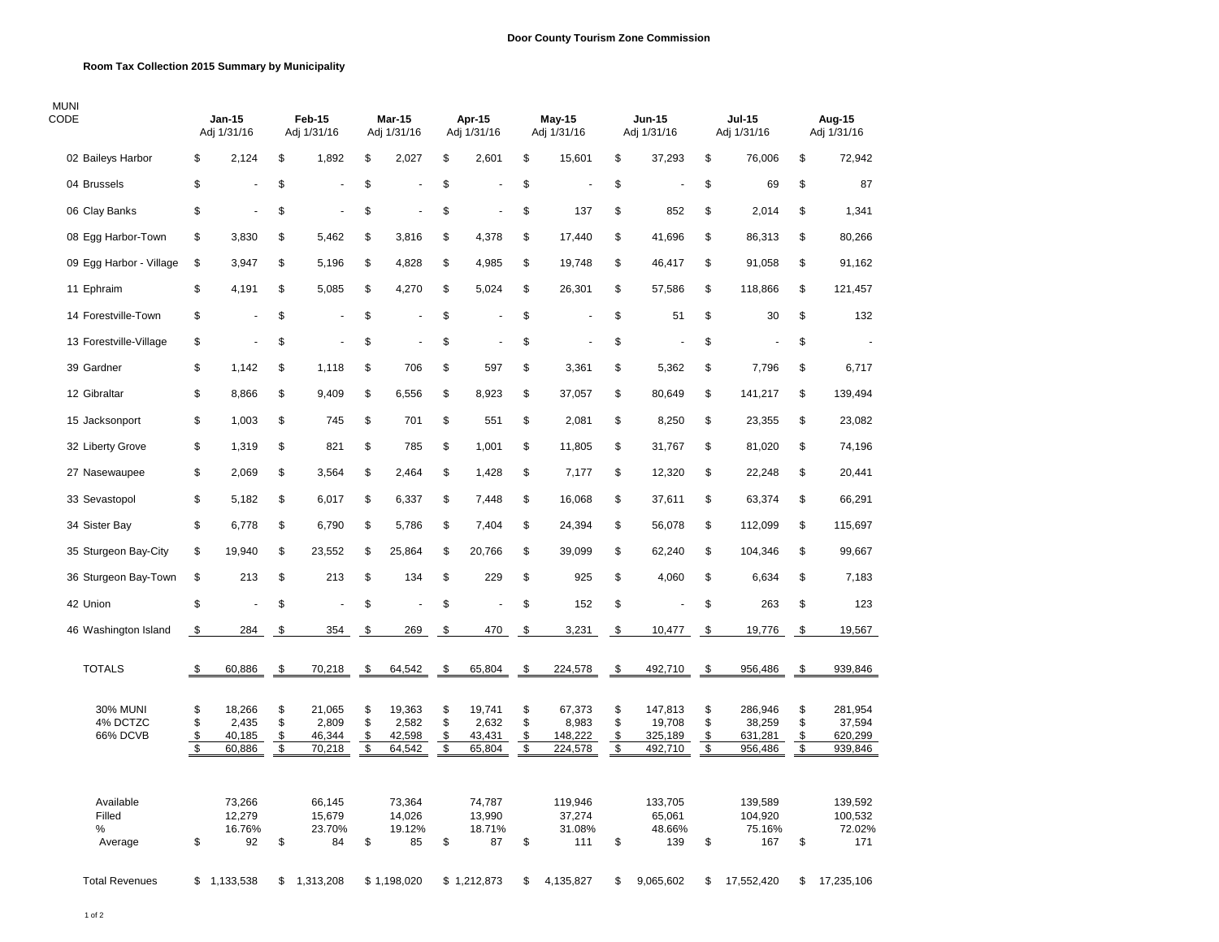**Door County Tourism Zone Commission**

**Room Tax Collection 2015 Summary by Municipality**

| MUNI CODE | Jan-15 Adj 1/31/16 | Feb-15 Adj 1/31/16 | Mar-15 Adj 1/31/16 | Apr-15 Adj 1/31/16 | May-15 Adj 1/31/16 | Jun-15 Adj 1/31/16 | Jul-15 Adj 1/31/16 | Aug-15 Adj 1/31/16 |
|---|---|---|---|---|---|---|---|---|
| 02 Baileys Harbor | $ 2,124 | $ 1,892 | $ 2,027 | $ 2,601 | $ 15,601 | $ 37,293 | $ 76,006 | $ 72,942 |
| 04 Brussels | $ - | $ - | $ - | $ - | $ - | $ - | $ 69 | $ 87 |
| 06 Clay Banks | $ - | $ - | $ - | $ - | $ 137 | $ 852 | $ 2,014 | $ 1,341 |
| 08 Egg Harbor-Town | $ 3,830 | $ 5,462 | $ 3,816 | $ 4,378 | $ 17,440 | $ 41,696 | $ 86,313 | $ 80,266 |
| 09 Egg Harbor - Village | $ 3,947 | $ 5,196 | $ 4,828 | $ 4,985 | $ 19,748 | $ 46,417 | $ 91,058 | $ 91,162 |
| 11 Ephraim | $ 4,191 | $ 5,085 | $ 4,270 | $ 5,024 | $ 26,301 | $ 57,586 | $ 118,866 | $ 121,457 |
| 14 Forestville-Town | $ - | $ - | $ - | $ - | $ - | $ 51 | $ 30 | $ 132 |
| 13 Forestville-Village | $ - | $ - | $ - | $ - | $ - | $ - | $ - | $ - |
| 39 Gardner | $ 1,142 | $ 1,118 | $ 706 | $ 597 | $ 3,361 | $ 5,362 | $ 7,796 | $ 6,717 |
| 12 Gibraltar | $ 8,866 | $ 9,409 | $ 6,556 | $ 8,923 | $ 37,057 | $ 80,649 | $ 141,217 | $ 139,494 |
| 15 Jacksonport | $ 1,003 | $ 745 | $ 701 | $ 551 | $ 2,081 | $ 8,250 | $ 23,355 | $ 23,082 |
| 32 Liberty Grove | $ 1,319 | $ 821 | $ 785 | $ 1,001 | $ 11,805 | $ 31,767 | $ 81,020 | $ 74,196 |
| 27 Nasewaupee | $ 2,069 | $ 3,564 | $ 2,464 | $ 1,428 | $ 7,177 | $ 12,320 | $ 22,248 | $ 20,441 |
| 33 Sevastopol | $ 5,182 | $ 6,017 | $ 6,337 | $ 7,448 | $ 16,068 | $ 37,611 | $ 63,374 | $ 66,291 |
| 34 Sister Bay | $ 6,778 | $ 6,790 | $ 5,786 | $ 7,404 | $ 24,394 | $ 56,078 | $ 112,099 | $ 115,697 |
| 35 Sturgeon Bay-City | $ 19,940 | $ 23,552 | $ 25,864 | $ 20,766 | $ 39,099 | $ 62,240 | $ 104,346 | $ 99,667 |
| 36 Sturgeon Bay-Town | $ 213 | $ 213 | $ 134 | $ 229 | $ 925 | $ 4,060 | $ 6,634 | $ 7,183 |
| 42 Union | $ - | $ - | $ - | $ - | $ 152 | $ - | $ 263 | $ 123 |
| 46 Washington Island | $ 284 | $ 354 | $ 269 | $ 470 | $ 3,231 | $ 10,477 | $ 19,776 | $ 19,567 |
| TOTALS | $ 60,886 | $ 70,218 | $ 64,542 | $ 65,804 | $ 224,578 | $ 492,710 | $ 956,486 | $ 939,846 |
| 30% MUNI | $ 18,266 | $ 21,065 | $ 19,363 | $ 19,741 | $ 67,373 | $ 147,813 | $ 286,946 | $ 281,954 |
| 4% DCTZC | $ 2,435 | $ 2,809 | $ 2,582 | $ 2,632 | $ 8,983 | $ 19,708 | $ 38,259 | $ 37,594 |
| 66% DCVB | $ 40,185 | $ 46,344 | $ 42,598 | $ 43,431 | $ 148,222 | $ 325,189 | $ 631,281 | $ 620,299 |
| | $ 60,886 | $ 70,218 | $ 64,542 | $ 65,804 | $ 224,578 | $ 492,710 | $ 956,486 | $ 939,846 |
| Available | 73,266 | 66,145 | 73,364 | 74,787 | 119,946 | 133,705 | 139,589 | 139,592 |
| Filled | 12,279 | 15,679 | 14,026 | 13,990 | 37,274 | 65,061 | 104,920 | 100,532 |
| % | 16.76% | 23.70% | 19.12% | 18.71% | 31.08% | 48.66% | 75.16% | 72.02% |
| Average | $ 92 | $ 84 | $ 85 | $ 87 | $ 111 | $ 139 | $ 167 | $ 171 |
| Total Revenues | $ 1,133,538 | $ 1,313,208 | $ 1,198,020 | $ 1,212,873 | $ 4,135,827 | $ 9,065,602 | $ 17,552,420 | $ 17,235,106 |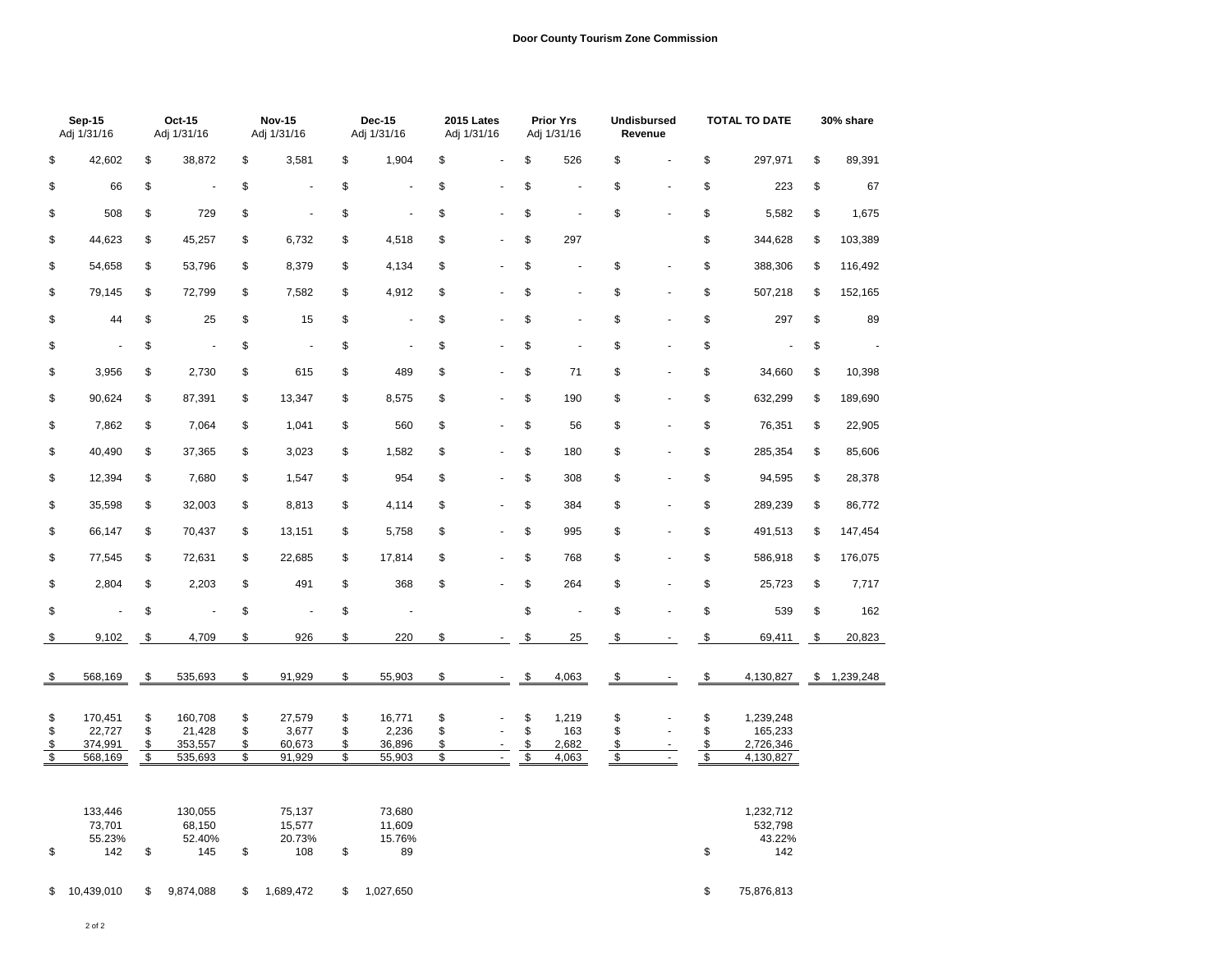**Door County Tourism Zone Commission**

| Sep-15 Adj 1/31/16 | Oct-15 Adj 1/31/16 | Nov-15 Adj 1/31/16 | Dec-15 Adj 1/31/16 | 2015 Lates Adj 1/31/16 | Prior Yrs Adj 1/31/16 | Undisbursed Revenue | TOTAL TO DATE | 30% share |
|---|---|---|---|---|---|---|---|---|
| $ 42,602 | $ 38,872 | $ 3,581 | $ 1,904 | $ - | $ 526 | $ - | $ 297,971 | $ 89,391 |
| $ 66 | $ - | $ - | $ - | $ - | $ - | $ - | $ 223 | $ 67 |
| $ 508 | $ 729 | $ - | $ - | $ - | $ - | $ - | $ 5,582 | $ 1,675 |
| $ 44,623 | $ 45,257 | $ 6,732 | $ 4,518 | $ - | $ 297 | | $ 344,628 | $ 103,389 |
| $ 54,658 | $ 53,796 | $ 8,379 | $ 4,134 | $ - | $ - | $ - | $ 388,306 | $ 116,492 |
| $ 79,145 | $ 72,799 | $ 7,582 | $ 4,912 | $ - | $ - | $ - | $ 507,218 | $ 152,165 |
| $ 44 | $ 25 | $ 15 | $ - | $ - | $ - | $ - | $ 297 | $ 89 |
| $ - | $ - | $ - | $ - | $ - | $ - | $ - | $ - | $ - |
| $ 3,956 | $ 2,730 | $ 615 | $ 489 | $ - | $ 71 | $ - | $ 34,660 | $ 10,398 |
| $ 90,624 | $ 87,391 | $ 13,347 | $ 8,575 | $ - | $ 190 | $ - | $ 632,299 | $ 189,690 |
| $ 7,862 | $ 7,064 | $ 1,041 | $ 560 | $ - | $ 56 | $ - | $ 76,351 | $ 22,905 |
| $ 40,490 | $ 37,365 | $ 3,023 | $ 1,582 | $ - | $ 180 | $ - | $ 285,354 | $ 85,606 |
| $ 12,394 | $ 7,680 | $ 1,547 | $ 954 | $ - | $ 308 | $ - | $ 94,595 | $ 28,378 |
| $ 35,598 | $ 32,003 | $ 8,813 | $ 4,114 | $ - | $ 384 | $ - | $ 289,239 | $ 86,772 |
| $ 66,147 | $ 70,437 | $ 13,151 | $ 5,758 | $ - | $ 995 | $ - | $ 491,513 | $ 147,454 |
| $ 77,545 | $ 72,631 | $ 22,685 | $ 17,814 | $ - | $ 768 | $ - | $ 586,918 | $ 176,075 |
| $ 2,804 | $ 2,203 | $ 491 | $ 368 | $ - | $ 264 | $ - | $ 25,723 | $ 7,717 |
| $ - | $ - | $ - | $ - | | $ - | $ - | $ 539 | $ 162 |
| $ 9,102 | $ 4,709 | $ 926 | $ 220 | $ - | $ 25 | $ - | $ 69,411 | $ 20,823 |
| $ 568,169 | $ 535,693 | $ 91,929 | $ 55,903 | $ - | $ 4,063 | $ - | $ 4,130,827 | $ 1,239,248 |
| | | | | | | | | |
| $ 170,451 | $ 160,708 | $ 27,579 | $ 16,771 | $ - | $ 1,219 | $ - | $ 1,239,248 | |
| $ 22,727 | $ 21,428 | $ 3,677 | $ 2,236 | $ - | $ 163 | $ - | $ 165,233 | |
| $ 374,991 | $ 353,557 | $ 60,673 | $ 36,896 | $ - | $ 2,682 | $ - | $ 2,726,346 | |
| $ 568,169 | $ 535,693 | $ 91,929 | $ 55,903 | $ - | $ 4,063 | $ - | $ 4,130,827 | |
| | | | | | | | | |
| 133,446 | 130,055 | 75,137 | 73,680 | | | | 1,232,712 | |
| 73,701 | 68,150 | 15,577 | 11,609 | | | | 532,798 | |
| 55.23% | 52.40% | 20.73% | 15.76% | | | | 43.22% | |
| $ 142 | $ 145 | $ 108 | $ 89 | | | | $ 142 | |
| | | | | | | | | |
| $ 10,439,010 | $ 9,874,088 | $ 1,689,472 | $ 1,027,650 | | | | $ 75,876,813 | |